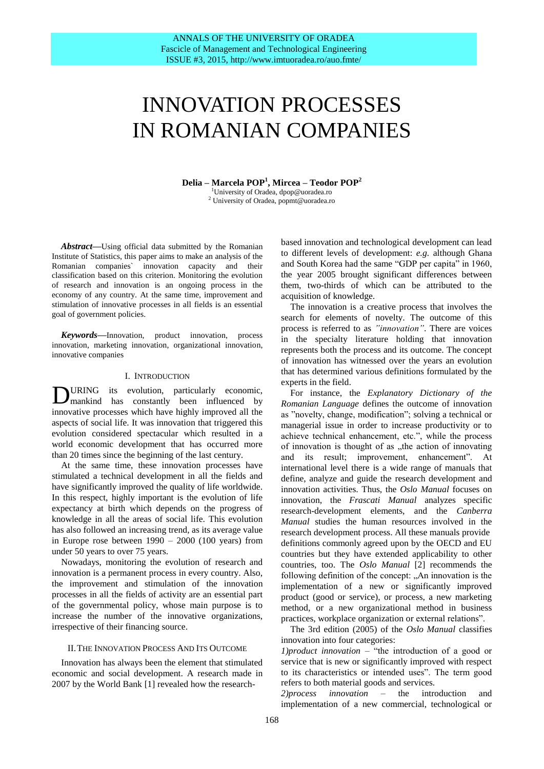# INNOVATION PROCESSES IN ROMANIAN COMPANIES

**Delia – Marcela POP[1], Mircea – Teodor POP[2]**

[1]University of Oradea, dpop@uoradea.ro
[2] University of Oradea, popmt@uoradea.ro

***Abstract*****—**Using official data submitted by the Romanian Institute of Statistics, this paper aims to make an analysis of the Romanian companies` innovation capacity and their classification based on this criterion. Monitoring the evolution of research and innovation is an ongoing process in the economy of any country. At the same time, improvement and stimulation of innovative processes in all fields is an essential goal of government policies.

***Keywords*****—**Innovation, product innovation, process innovation, marketing innovation, organizational innovation, innovative companies

## I. INTRODUCTION

DURING its evolution, particularly economic, mankind has constantly been influenced by innovative processes which have highly improved all the aspects of social life. It was innovation that triggered this evolution considered spectacular which resulted in a world economic development that has occurred more than 20 times since the beginning of the last century.

At the same time, these innovation processes have stimulated a technical development in all the fields and have significantly improved the quality of life worldwide. In this respect, highly important is the evolution of life expectancy at birth which depends on the progress of knowledge in all the areas of social life. This evolution has also followed an increasing trend, as its average value in Europe rose between 1990 – 2000 (100 years) from under 50 years to over 75 years.

Nowadays, monitoring the evolution of research and innovation is a permanent process in every country. Also, the improvement and stimulation of the innovation processes in all the fields of activity are an essential part of the governmental policy, whose main purpose is to increase the number of the innovative organizations, irrespective of their financing source.

## II. THE INNOVATION PROCESS AND ITS OUTCOME

Innovation has always been the element that stimulated economic and social development. A research made in 2007 by the World Bank [1] revealed how the research-based innovation and technological development can lead to different levels of development: *e.g.* although Ghana and South Korea had the same "GDP per capita" in 1960, the year 2005 brought significant differences between them, two-thirds of which can be attributed to the acquisition of knowledge.

The innovation is a creative process that involves the search for elements of novelty. The outcome of this process is referred to as *"innovation"*. There are voices in the specialty literature holding that innovation represents both the process and its outcome. The concept of innovation has witnessed over the years an evolution that has determined various definitions formulated by the experts in the field.

For instance, the *Explanatory Dictionary of the Romanian Language* defines the outcome of innovation as "novelty, change, modification"; solving a technical or managerial issue in order to increase productivity or to achieve technical enhancement, etc.", while the process of innovation is thought of as „the action of innovating and its result; improvement, enhancement". At international level there is a wide range of manuals that define, analyze and guide the research development and innovation activities. Thus, the *Oslo Manual* focuses on innovation, the *Frascati Manual* analyzes specific research-development elements, and the *Canberra Manual* studies the human resources involved in the research development process. All these manuals provide definitions commonly agreed upon by the OECD and EU countries but they have extended applicability to other countries, too. The *Oslo Manual* [2] recommends the following definition of the concept: „An innovation is the implementation of a new or significantly improved product (good or service), or process, a new marketing method, or a new organizational method in business practices, workplace organization or external relations".

The 3rd edition (2005) of the *Oslo Manual* classifies innovation into four categories:

*1)product innovation* – "the introduction of a good or service that is new or significantly improved with respect to its characteristics or intended uses". The term good refers to both material goods and services.

*2)process innovation* – the introduction and implementation of a new commercial, technological or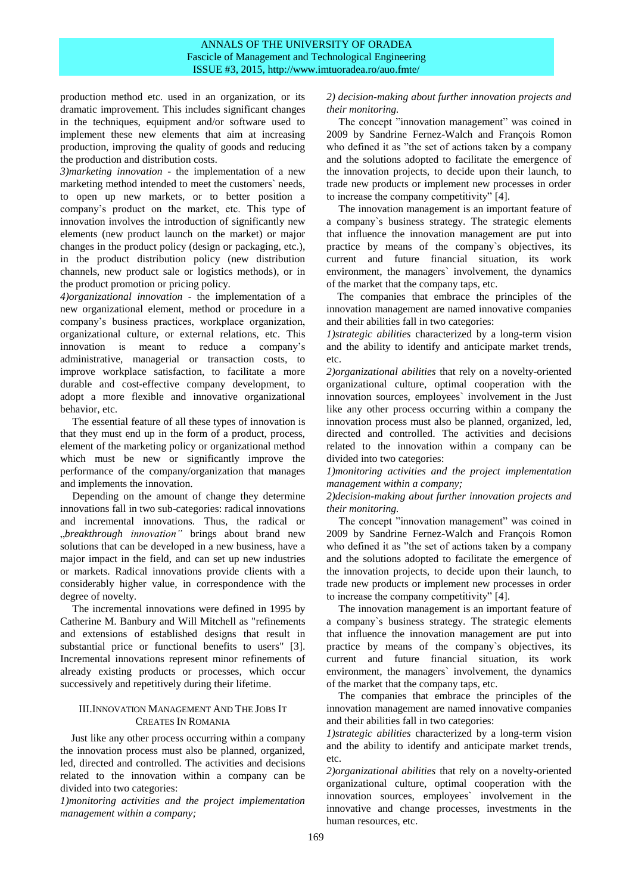production method etc. used in an organization, or its dramatic improvement. This includes significant changes in the techniques, equipment and/or software used to implement these new elements that aim at increasing production, improving the quality of goods and reducing the production and distribution costs.

*3)marketing innovation* - the implementation of a new marketing method intended to meet the customers` needs, to open up new markets, or to better position a company's product on the market, etc. This type of innovation involves the introduction of significantly new elements (new product launch on the market) or major changes in the product policy (design or packaging, etc.), in the product distribution policy (new distribution channels, new product sale or logistics methods), or in the product promotion or pricing policy.

*4)organizational innovation* - the implementation of a new organizational element, method or procedure in a company's business practices, workplace organization, organizational culture, or external relations, etc. This innovation is meant to reduce a company's administrative, managerial or transaction costs, to improve workplace satisfaction, to facilitate a more durable and cost-effective company development, to adopt a more flexible and innovative organizational behavior, etc.

The essential feature of all these types of innovation is that they must end up in the form of a product, process, element of the marketing policy or organizational method which must be new or significantly improve the performance of the company/organization that manages and implements the innovation.

Depending on the amount of change they determine innovations fall in two sub-categories: radical innovations and incremental innovations. Thus, the radical or „*breakthrough innovation"* brings about brand new solutions that can be developed in a new business, have a major impact in the field, and can set up new industries or markets. Radical innovations provide clients with a considerably higher value, in correspondence with the degree of novelty.

The incremental innovations were defined in 1995 by Catherine M. Banbury and Will Mitchell as "refinements and extensions of established designs that result in substantial price or functional benefits to users" [3]. Incremental innovations represent minor refinements of already existing products or processes, which occur successively and repetitively during their lifetime.

## III.INNOVATION MANAGEMENT AND THE JOBS IT CREATES IN ROMANIA

Just like any other process occurring within a company the innovation process must also be planned, organized, led, directed and controlled. The activities and decisions related to the innovation within a company can be divided into two categories:

*1)monitoring activities and the project implementation management within a company;*

*2) decision-making about further innovation projects and their monitoring.*

The concept "innovation management" was coined in 2009 by Sandrine Fernez-Walch and François Romon who defined it as "the set of actions taken by a company and the solutions adopted to facilitate the emergence of the innovation projects, to decide upon their launch, to trade new products or implement new processes in order to increase the company competitivity" [4].

The innovation management is an important feature of a company`s business strategy. The strategic elements that influence the innovation management are put into practice by means of the company`s objectives, its current and future financial situation, its work environment, the managers` involvement, the dynamics of the market that the company taps, etc.

The companies that embrace the principles of the innovation management are named innovative companies and their abilities fall in two categories:

*1)strategic abilities* characterized by a long-term vision and the ability to identify and anticipate market trends, etc.

*2)organizational abilities* that rely on a novelty-oriented organizational culture, optimal cooperation with the innovation sources, employees` involvement in the Just like any other process occurring within a company the innovation process must also be planned, organized, led, directed and controlled. The activities and decisions related to the innovation within a company can be divided into two categories:

*1)monitoring activities and the project implementation management within a company;*

*2)decision-making about further innovation projects and their monitoring.*

The concept "innovation management" was coined in 2009 by Sandrine Fernez-Walch and François Romon who defined it as "the set of actions taken by a company and the solutions adopted to facilitate the emergence of the innovation projects, to decide upon their launch, to trade new products or implement new processes in order to increase the company competitivity" [4].

The innovation management is an important feature of a company`s business strategy. The strategic elements that influence the innovation management are put into practice by means of the company`s objectives, its current and future financial situation, its work environment, the managers` involvement, the dynamics of the market that the company taps, etc.

The companies that embrace the principles of the innovation management are named innovative companies and their abilities fall in two categories:

*1)strategic abilities* characterized by a long-term vision and the ability to identify and anticipate market trends, etc.

*2)organizational abilities* that rely on a novelty-oriented organizational culture, optimal cooperation with the innovation sources, employees` involvement in the innovative and change processes, investments in the human resources, etc.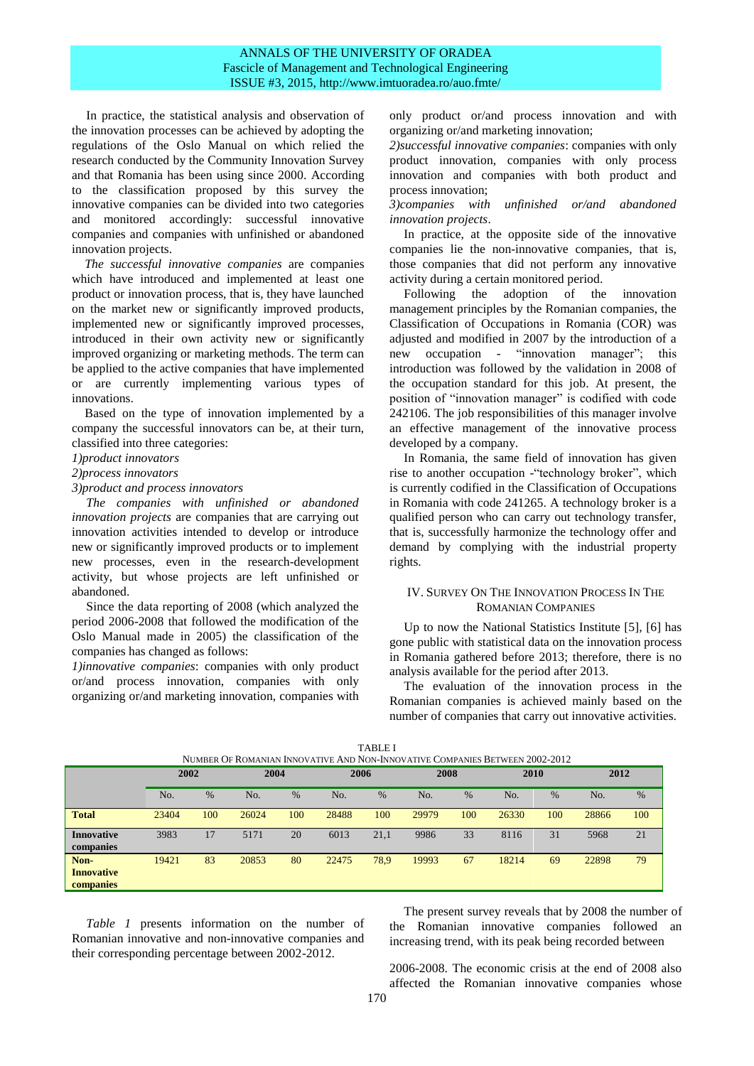In practice, the statistical analysis and observation of the innovation processes can be achieved by adopting the regulations of the Oslo Manual on which relied the research conducted by the Community Innovation Survey and that Romania has been using since 2000. According to the classification proposed by this survey the innovative companies can be divided into two categories and monitored accordingly: successful innovative companies and companies with unfinished or abandoned innovation projects.

*The successful innovative companies* are companies which have introduced and implemented at least one product or innovation process, that is, they have launched on the market new or significantly improved products, implemented new or significantly improved processes, introduced in their own activity new or significantly improved organizing or marketing methods. The term can be applied to the active companies that have implemented or are currently implementing various types of innovations.

Based on the type of innovation implemented by a company the successful innovators can be, at their turn, classified into three categories:

*1)product innovators*

*2)process innovators*

*3)product and process innovators*

*The companies with unfinished or abandoned innovation projects* are companies that are carrying out innovation activities intended to develop or introduce new or significantly improved products or to implement new processes, even in the research-development activity, but whose projects are left unfinished or abandoned.

Since the data reporting of 2008 (which analyzed the period 2006-2008 that followed the modification of the Oslo Manual made in 2005) the classification of the companies has changed as follows:

*1)innovative companies*: companies with only product or/and process innovation, companies with only organizing or/and marketing innovation, companies with only product or/and process innovation and with organizing or/and marketing innovation;

*2)successful innovative companies*: companies with only product innovation, companies with only process innovation and companies with both product and process innovation;

*3)companies with unfinished or/and abandoned innovation projects*.

In practice, at the opposite side of the innovative companies lie the non-innovative companies, that is, those companies that did not perform any innovative activity during a certain monitored period.

Following the adoption of the innovation management principles by the Romanian companies, the Classification of Occupations in Romania (COR) was adjusted and modified in 2007 by the introduction of a new occupation - "innovation manager"; this introduction was followed by the validation in 2008 of the occupation standard for this job. At present, the position of "innovation manager" is codified with code 242106. The job responsibilities of this manager involve an effective management of the innovative process developed by a company.

In Romania, the same field of innovation has given rise to another occupation -"technology broker", which is currently codified in the Classification of Occupations in Romania with code 241265. A technology broker is a qualified person who can carry out technology transfer, that is, successfully harmonize the technology offer and demand by complying with the industrial property rights.

## IV. Survey On The Innovation Process In The Romanian Companies

Up to now the National Statistics Institute [5], [6] has gone public with statistical data on the innovation process in Romania gathered before 2013; therefore, there is no analysis available for the period after 2013.

The evaluation of the innovation process in the Romanian companies is achieved mainly based on the number of companies that carry out innovative activities.

TABLE I
NUMBER OF ROMANIAN INNOVATIVE AND NON-INNOVATIVE COMPANIES BETWEEN 2002-2012

| | 2002 | | 2004 | | 2006 | | 2008 | | 2010 | | 2012 | |
|---|---|---|---|---|---|---|---|---|---|---|---|---|
| | No. | % | No. | % | No. | % | No. | % | No. | % | No. | % |
| **Total** | 23404 | 100 | 26024 | 100 | 28488 | 100 | 29979 | 100 | 26330 | 100 | 28866 | 100 |
| **Innovative companies** | 3983 | 17 | 5171 | 20 | 6013 | 21,1 | 9986 | 33 | 8116 | 31 | 5968 | 21 |
| **Non-Innovative companies** | 19421 | 83 | 20853 | 80 | 22475 | 78,9 | 19993 | 67 | 18214 | 69 | 22898 | 79 |

*Table 1* presents information on the number of Romanian innovative and non-innovative companies and their corresponding percentage between 2002-2012.

The present survey reveals that by 2008 the number of the Romanian innovative companies followed an increasing trend, with its peak being recorded between 2006-2008. The economic crisis at the end of 2008 also affected the Romanian innovative companies whose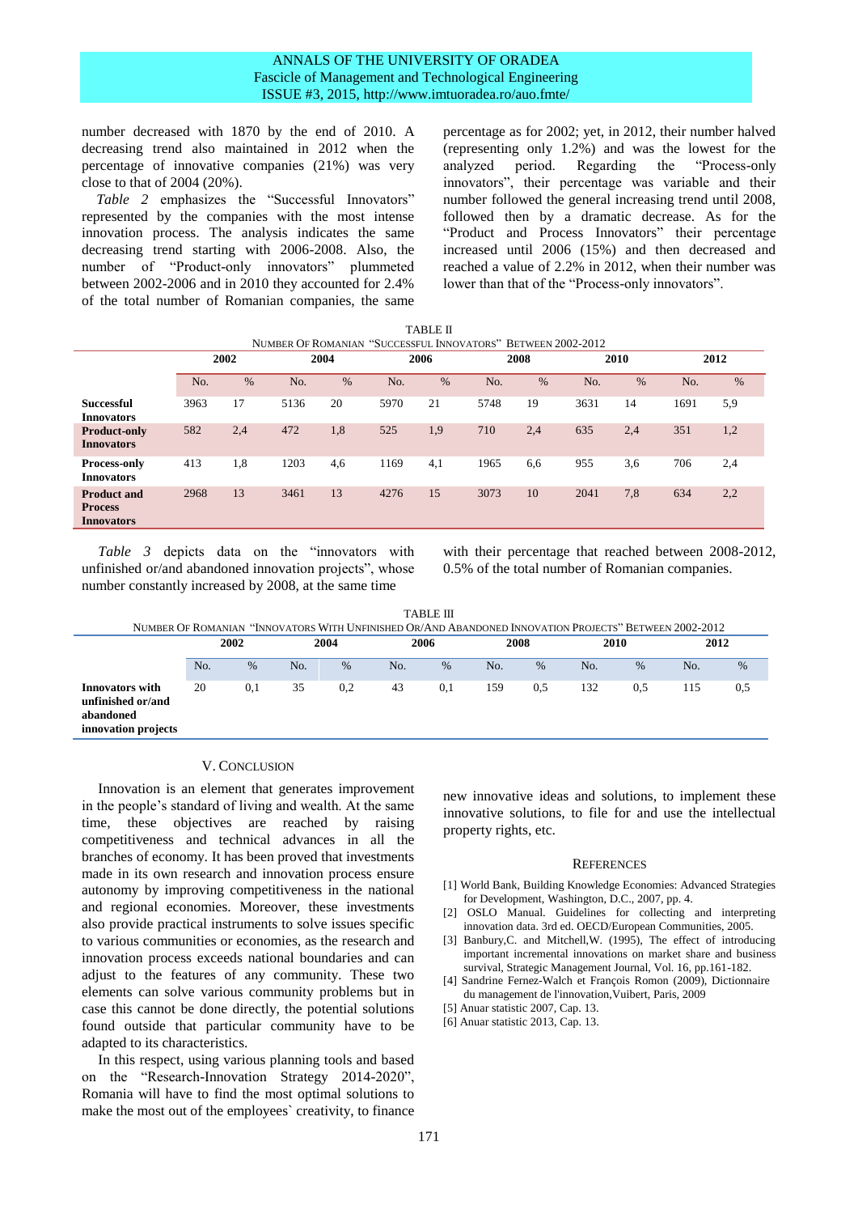number decreased with 1870 by the end of 2010. A decreasing trend also maintained in 2012 when the percentage of innovative companies (21%) was very close to that of 2004 (20%).

*Table 2* emphasizes the "Successful Innovators" represented by the companies with the most intense innovation process. The analysis indicates the same decreasing trend starting with 2006-2008. Also, the number of "Product-only innovators" plummeted between 2002-2006 and in 2010 they accounted for 2.4% of the total number of Romanian companies, the same percentage as for 2002; yet, in 2012, their number halved (representing only 1.2%) and was the lowest for the analyzed period. Regarding the "Process-only innovators", their percentage was variable and their number followed the general increasing trend until 2008, followed then by a dramatic decrease. As for the "Product and Process Innovators" their percentage increased until 2006 (15%) and then decreased and reached a value of 2.2% in 2012, when their number was lower than that of the "Process-only innovators".

TABLE II

NUMBER OF ROMANIAN "SUCCESSFUL INNOVATORS" BETWEEN 2002-2012

| | 2002 | | 2004 | | 2006 | | 2008 | | 2010 | | 2012 | |
|---|---|---|---|---|---|---|---|---|---|---|---|---|
| | No. | % | No. | % | No. | % | No. | % | No. | % | No. | % |
| **Successful Innovators** | 3963 | 17 | 5136 | 20 | 5970 | 21 | 5748 | 19 | 3631 | 14 | 1691 | 5,9 |
| **Product-only Innovators** | 582 | 2,4 | 472 | 1,8 | 525 | 1,9 | 710 | 2,4 | 635 | 2,4 | 351 | 1,2 |
| **Process-only Innovators** | 413 | 1,8 | 1203 | 4,6 | 1169 | 4,1 | 1965 | 6,6 | 955 | 3,6 | 706 | 2,4 |
| **Product and Process Innovators** | 2968 | 13 | 3461 | 13 | 4276 | 15 | 3073 | 10 | 2041 | 7,8 | 634 | 2,2 |

*Table 3* depicts data on the "innovators with unfinished or/and abandoned innovation projects", whose number constantly increased by 2008, at the same time with their percentage that reached between 2008-2012, 0.5% of the total number of Romanian companies.

TABLE III

NUMBER OF ROMANIAN "INNOVATORS WITH UNFINISHED OR/AND ABANDONED INNOVATION PROJECTS" BETWEEN 2002-2012

| | 2002 | | 2004 | | 2006 | | 2008 | | 2010 | | 2012 | |
|---|---|---|---|---|---|---|---|---|---|---|---|---|
| | No. | % | No. | % | No. | % | No. | % | No. | % | No. | % |
| **Innovators with unfinished or/and abandoned innovation projects** | 20 | 0,1 | 35 | 0,2 | 43 | 0,1 | 159 | 0,5 | 132 | 0,5 | 115 | 0,5 |

## V. CONCLUSION

Innovation is an element that generates improvement in the people's standard of living and wealth. At the same time, these objectives are reached by raising competitiveness and technical advances in all the branches of economy. It has been proved that investments made in its own research and innovation process ensure autonomy by improving competitiveness in the national and regional economies. Moreover, these investments also provide practical instruments to solve issues specific to various communities or economies, as the research and innovation process exceeds national boundaries and can adjust to the features of any community. These two elements can solve various community problems but in case this cannot be done directly, the potential solutions found outside that particular community have to be adapted to its characteristics.

In this respect, using various planning tools and based on the "Research-Innovation Strategy 2014-2020", Romania will have to find the most optimal solutions to make the most out of the employees` creativity, to finance new innovative ideas and solutions, to implement these innovative solutions, to file for and use the intellectual property rights, etc.

## REFERENCES

[1] World Bank, Building Knowledge Economies: Advanced Strategies for Development, Washington, D.C., 2007, pp. 4.

[2] OSLO Manual. Guidelines for collecting and interpreting innovation data. 3rd ed. OECD/European Communities, 2005.

[3] Banbury,C. and Mitchell,W. (1995), The effect of introducing important incremental innovations on market share and business survival, Strategic Management Journal, Vol. 16, pp.161-182.

[4] Sandrine Fernez-Walch et François Romon (2009), Dictionnaire du management de l'innovation,Vuibert, Paris, 2009

[5] Anuar statistic 2007, Cap. 13.

[6] Anuar statistic 2013, Cap. 13.